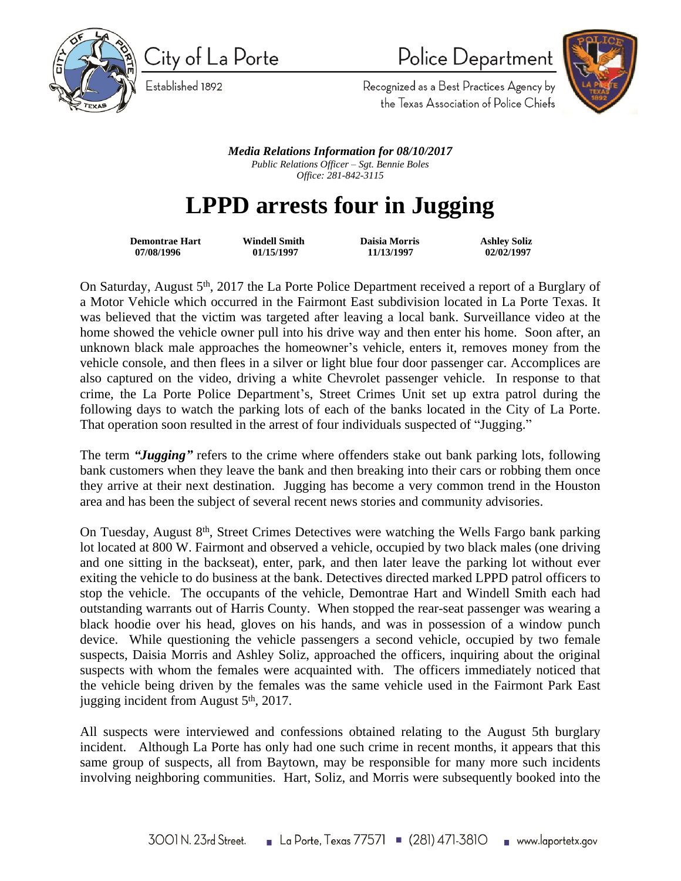City of La Porte

Established 1892

Police Department

Recognized as a Best Practices Agency by the Texas Association of Police Chiefs

***Media Relations Information for 08/10/2017***

*Public Relations Officer – Sgt. Bennie Boles*

*Office: 281-842-3115*

# LPPD arrests four in Jugging

| Demontrae Hart | Windell Smith | Daisia Morris | Ashley Soliz |
| --- | --- | --- | --- |
| 07/08/1996 | 01/15/1997 | 11/13/1997 | 02/02/1997 |

On Saturday, August 5th, 2017 the La Porte Police Department received a report of a Burglary of a Motor Vehicle which occurred in the Fairmont East subdivision located in La Porte Texas. It was believed that the victim was targeted after leaving a local bank. Surveillance video at the home showed the vehicle owner pull into his drive way and then enter his home. Soon after, an unknown black male approaches the homeowner's vehicle, enters it, removes money from the vehicle console, and then flees in a silver or light blue four door passenger car. Accomplices are also captured on the video, driving a white Chevrolet passenger vehicle. In response to that crime, the La Porte Police Department's, Street Crimes Unit set up extra patrol during the following days to watch the parking lots of each of the banks located in the City of La Porte. That operation soon resulted in the arrest of four individuals suspected of "Jugging."

The term ***"Jugging"*** refers to the crime where offenders stake out bank parking lots, following bank customers when they leave the bank and then breaking into their cars or robbing them once they arrive at their next destination. Jugging has become a very common trend in the Houston area and has been the subject of several recent news stories and community advisories.

On Tuesday, August 8th, Street Crimes Detectives were watching the Wells Fargo bank parking lot located at 800 W. Fairmont and observed a vehicle, occupied by two black males (one driving and one sitting in the backseat), enter, park, and then later leave the parking lot without ever exiting the vehicle to do business at the bank. Detectives directed marked LPPD patrol officers to stop the vehicle. The occupants of the vehicle, Demontrae Hart and Windell Smith each had outstanding warrants out of Harris County. When stopped the rear-seat passenger was wearing a black hoodie over his head, gloves on his hands, and was in possession of a window punch device. While questioning the vehicle passengers a second vehicle, occupied by two female suspects, Daisia Morris and Ashley Soliz, approached the officers, inquiring about the original suspects with whom the females were acquainted with. The officers immediately noticed that the vehicle being driven by the females was the same vehicle used in the Fairmont Park East jugging incident from August 5th, 2017.

All suspects were interviewed and confessions obtained relating to the August 5th burglary incident. Although La Porte has only had one such crime in recent months, it appears that this same group of suspects, all from Baytown, may be responsible for many more such incidents involving neighboring communities. Hart, Soliz, and Morris were subsequently booked into the

3001 N. 23rd Street. ▪ La Porte, Texas 77571 ▪ (281) 471-3810 ▪ www.laportetx.gov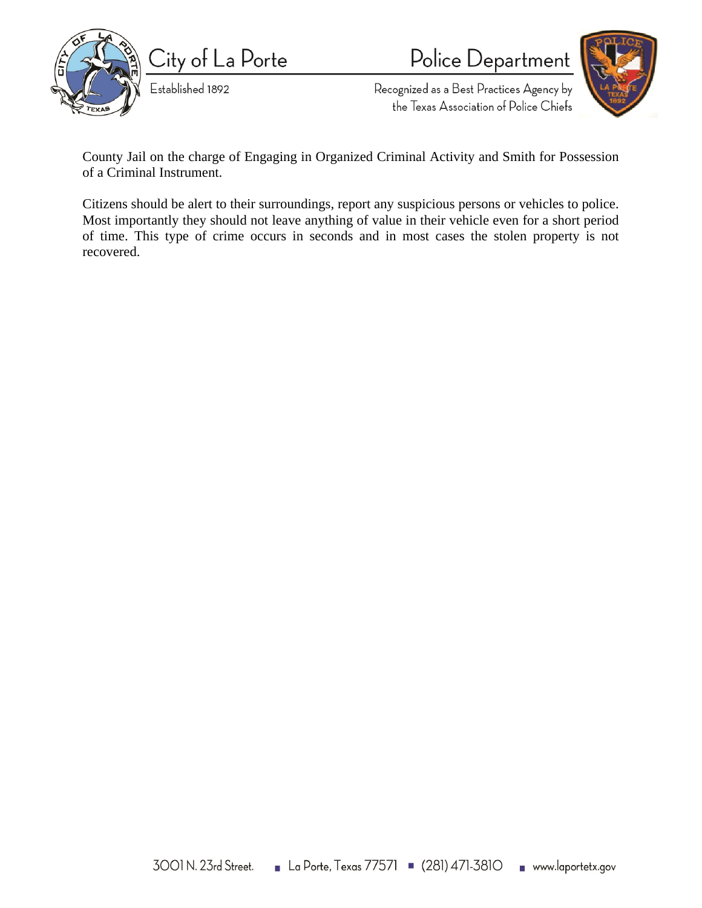County Jail on the charge of Engaging in Organized Criminal Activity and Smith for Possession of a Criminal Instrument.

Citizens should be alert to their surroundings, report any suspicious persons or vehicles to police. Most importantly they should not leave anything of value in their vehicle even for a short period of time. This type of crime occurs in seconds and in most cases the stolen property is not recovered.